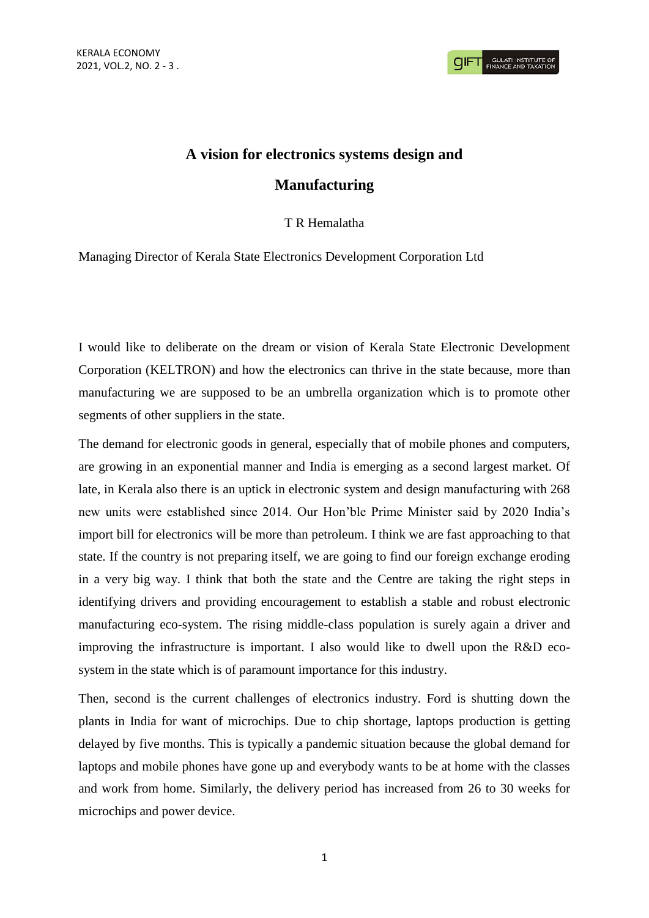# A vision for electronics systems design and Manufacturing

T R Hemalatha

Managing Director of Kerala State Electronics Development Corporation Ltd

I would like to deliberate on the dream or vision of Kerala State Electronic Development Corporation (KELTRON) and how the electronics can thrive in the state because, more than manufacturing we are supposed to be an umbrella organization which is to promote other segments of other suppliers in the state.

The demand for electronic goods in general, especially that of mobile phones and computers, are growing in an exponential manner and India is emerging as a second largest market. Of late, in Kerala also there is an uptick in electronic system and design manufacturing with 268 new units were established since 2014. Our Hon'ble Prime Minister said by 2020 India's import bill for electronics will be more than petroleum. I think we are fast approaching to that state. If the country is not preparing itself, we are going to find our foreign exchange eroding in a very big way. I think that both the state and the Centre are taking the right steps in identifying drivers and providing encouragement to establish a stable and robust electronic manufacturing eco-system. The rising middle-class population is surely again a driver and improving the infrastructure is important. I also would like to dwell upon the R&D eco-system in the state which is of paramount importance for this industry.

Then, second is the current challenges of electronics industry. Ford is shutting down the plants in India for want of microchips. Due to chip shortage, laptops production is getting delayed by five months. This is typically a pandemic situation because the global demand for laptops and mobile phones have gone up and everybody wants to be at home with the classes and work from home. Similarly, the delivery period has increased from 26 to 30 weeks for microchips and power device.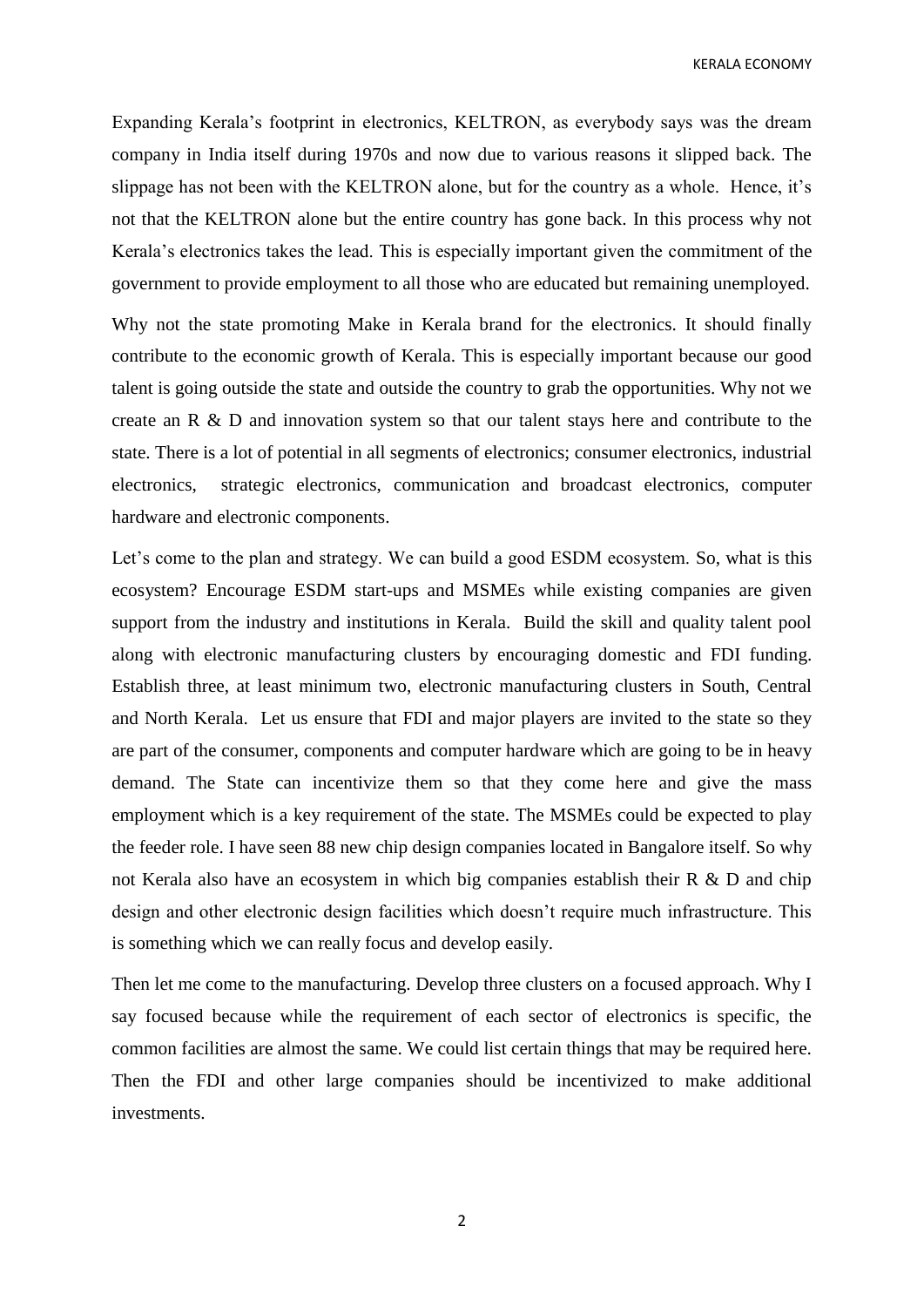Expanding Kerala's footprint in electronics, KELTRON, as everybody says was the dream company in India itself during 1970s and now due to various reasons it slipped back. The slippage has not been with the KELTRON alone, but for the country as a whole. Hence, it's not that the KELTRON alone but the entire country has gone back. In this process why not Kerala's electronics takes the lead. This is especially important given the commitment of the government to provide employment to all those who are educated but remaining unemployed.

Why not the state promoting Make in Kerala brand for the electronics. It should finally contribute to the economic growth of Kerala. This is especially important because our good talent is going outside the state and outside the country to grab the opportunities. Why not we create an R & D and innovation system so that our talent stays here and contribute to the state. There is a lot of potential in all segments of electronics; consumer electronics, industrial electronics, strategic electronics, communication and broadcast electronics, computer hardware and electronic components.

Let's come to the plan and strategy. We can build a good ESDM ecosystem. So, what is this ecosystem? Encourage ESDM start-ups and MSMEs while existing companies are given support from the industry and institutions in Kerala. Build the skill and quality talent pool along with electronic manufacturing clusters by encouraging domestic and FDI funding. Establish three, at least minimum two, electronic manufacturing clusters in South, Central and North Kerala. Let us ensure that FDI and major players are invited to the state so they are part of the consumer, components and computer hardware which are going to be in heavy demand. The State can incentivize them so that they come here and give the mass employment which is a key requirement of the state. The MSMEs could be expected to play the feeder role. I have seen 88 new chip design companies located in Bangalore itself. So why not Kerala also have an ecosystem in which big companies establish their R & D and chip design and other electronic design facilities which doesn't require much infrastructure. This is something which we can really focus and develop easily.

Then let me come to the manufacturing. Develop three clusters on a focused approach. Why I say focused because while the requirement of each sector of electronics is specific, the common facilities are almost the same. We could list certain things that may be required here. Then the FDI and other large companies should be incentivized to make additional investments.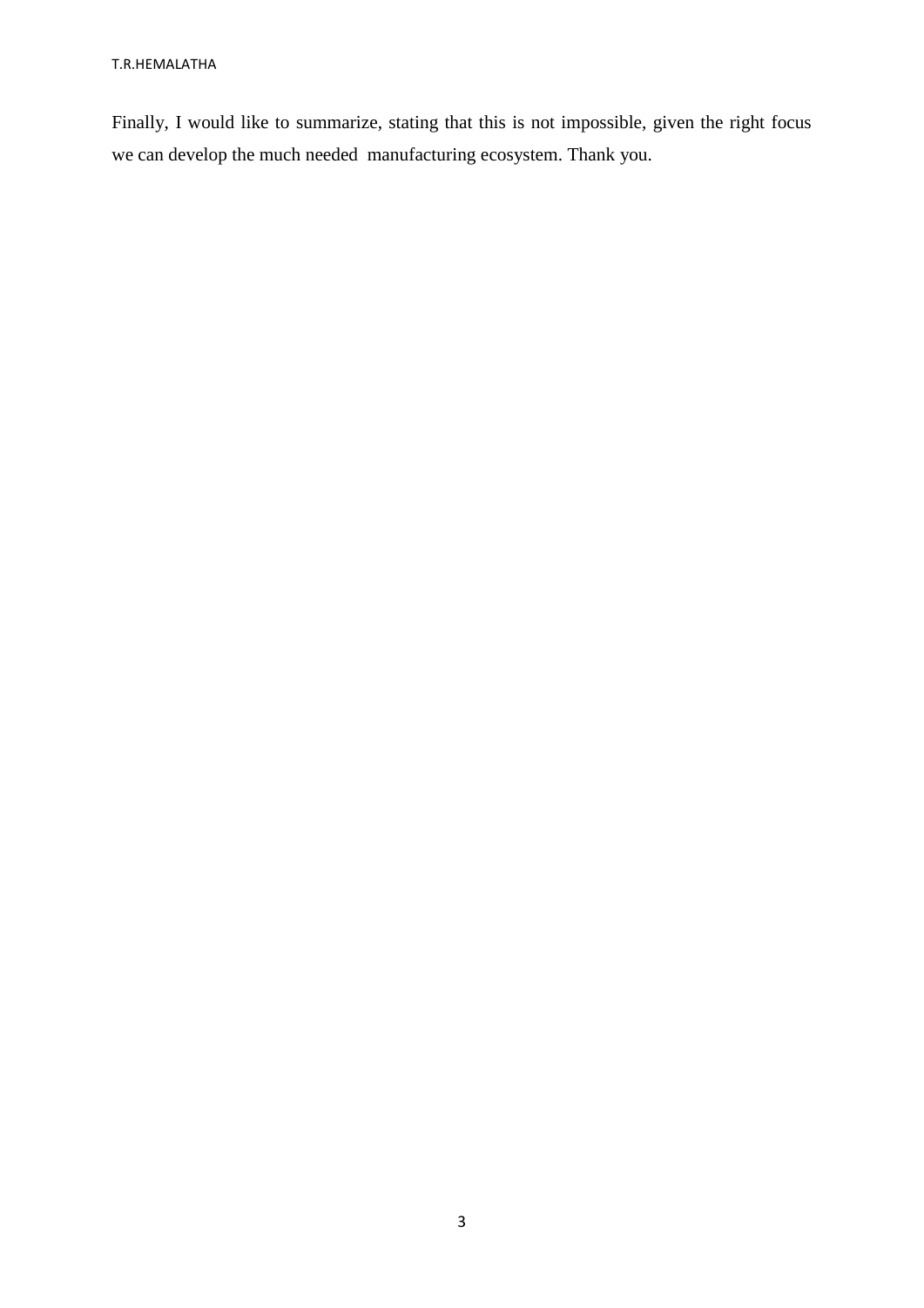Finally, I would like to summarize, stating that this is not impossible, given the right focus we can develop the much needed manufacturing ecosystem. Thank you.